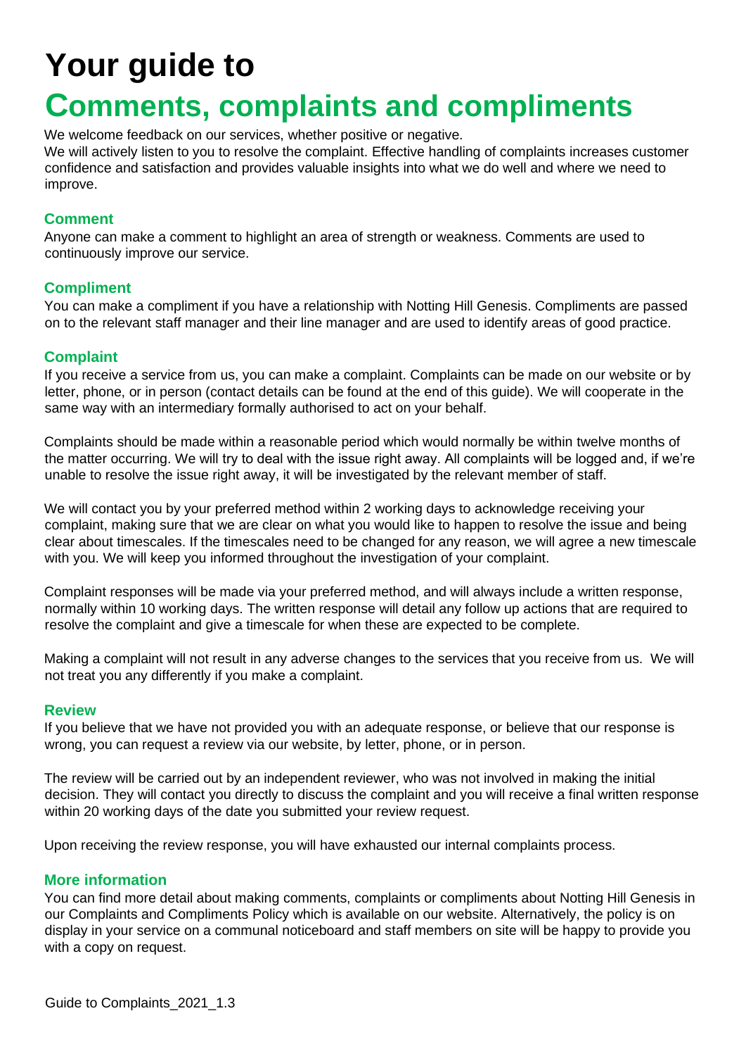# Your guide to

# Comments, complaints and compliments

We welcome feedback on our services, whether positive or negative.
We will actively listen to you to resolve the complaint. Effective handling of complaints increases customer confidence and satisfaction and provides valuable insights into what we do well and where we need to improve.

## Comment

Anyone can make a comment to highlight an area of strength or weakness. Comments are used to continuously improve our service.

## Compliment

You can make a compliment if you have a relationship with Notting Hill Genesis. Compliments are passed on to the relevant staff manager and their line manager and are used to identify areas of good practice.

## Complaint

If you receive a service from us, you can make a complaint. Complaints can be made on our website or by letter, phone, or in person (contact details can be found at the end of this guide). We will cooperate in the same way with an intermediary formally authorised to act on your behalf.

Complaints should be made within a reasonable period which would normally be within twelve months of the matter occurring. We will try to deal with the issue right away. All complaints will be logged and, if we're unable to resolve the issue right away, it will be investigated by the relevant member of staff.

We will contact you by your preferred method within 2 working days to acknowledge receiving your complaint, making sure that we are clear on what you would like to happen to resolve the issue and being clear about timescales. If the timescales need to be changed for any reason, we will agree a new timescale with you. We will keep you informed throughout the investigation of your complaint.

Complaint responses will be made via your preferred method, and will always include a written response, normally within 10 working days. The written response will detail any follow up actions that are required to resolve the complaint and give a timescale for when these are expected to be complete.

Making a complaint will not result in any adverse changes to the services that you receive from us. We will not treat you any differently if you make a complaint.

## Review

If you believe that we have not provided you with an adequate response, or believe that our response is wrong, you can request a review via our website, by letter, phone, or in person.

The review will be carried out by an independent reviewer, who was not involved in making the initial decision. They will contact you directly to discuss the complaint and you will receive a final written response within 20 working days of the date you submitted your review request.

Upon receiving the review response, you will have exhausted our internal complaints process.

## More information

You can find more detail about making comments, complaints or compliments about Notting Hill Genesis in our Complaints and Compliments Policy which is available on our website. Alternatively, the policy is on display in your service on a communal noticeboard and staff members on site will be happy to provide you with a copy on request.

Guide to Complaints_2021_1.3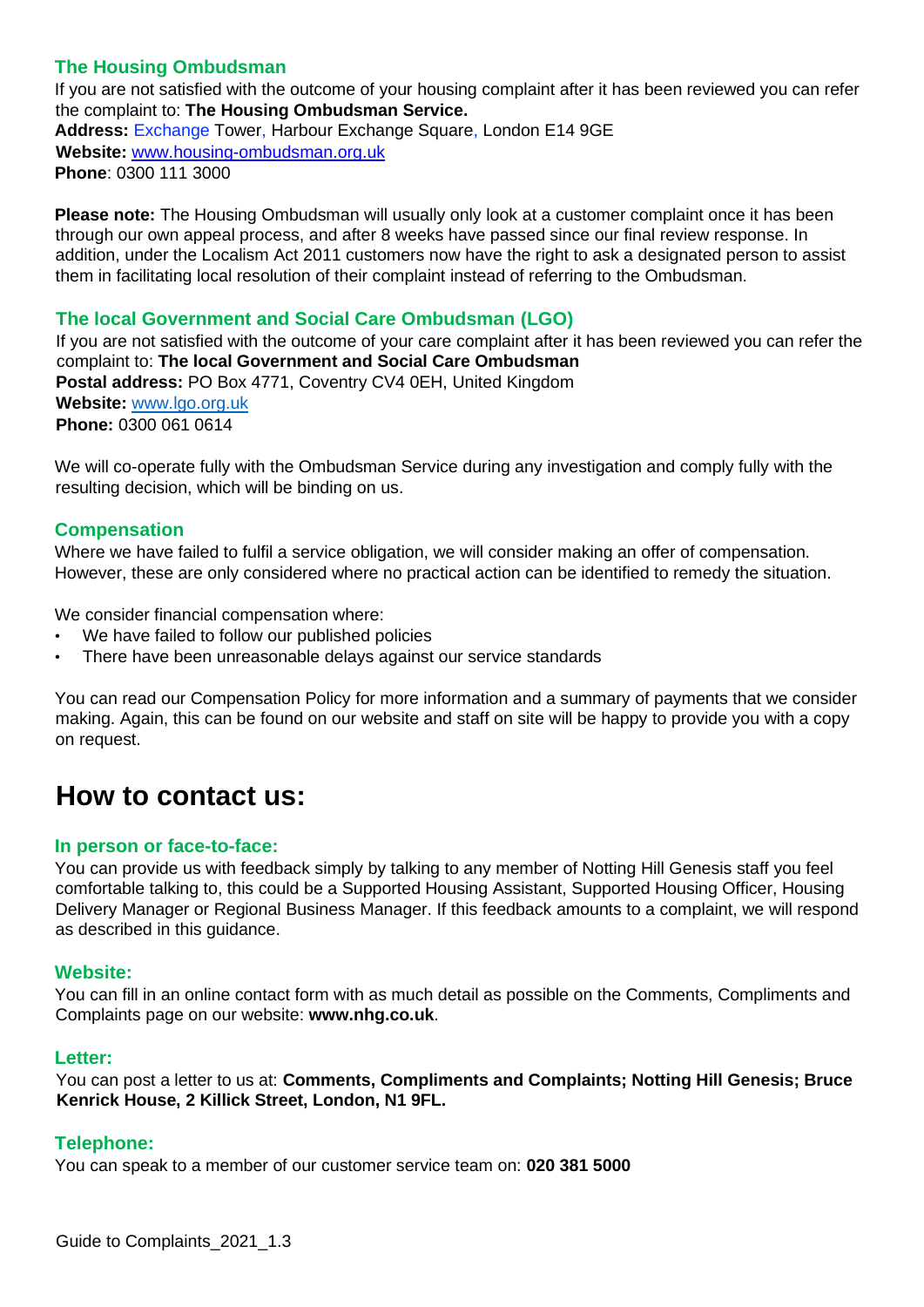### The Housing Ombudsman

If you are not satisfied with the outcome of your housing complaint after it has been reviewed you can refer the complaint to: **The Housing Ombudsman Service.**
**Address:** Exchange Tower, Harbour Exchange Square, London E14 9GE
**Website:** www.housing-ombudsman.org.uk
**Phone**: 0300 111 3000

**Please note:** The Housing Ombudsman will usually only look at a customer complaint once it has been through our own appeal process, and after 8 weeks have passed since our final review response. In addition, under the Localism Act 2011 customers now have the right to ask a designated person to assist them in facilitating local resolution of their complaint instead of referring to the Ombudsman.

### The local Government and Social Care Ombudsman (LGO)

If you are not satisfied with the outcome of your care complaint after it has been reviewed you can refer the complaint to: **The local Government and Social Care Ombudsman**
**Postal address:** PO Box 4771, Coventry CV4 0EH, United Kingdom
**Website:** www.lgo.org.uk
**Phone:** 0300 061 0614

We will co-operate fully with the Ombudsman Service during any investigation and comply fully with the resulting decision, which will be binding on us.

### Compensation

Where we have failed to fulfil a service obligation, we will consider making an offer of compensation. However, these are only considered where no practical action can be identified to remedy the situation.

We consider financial compensation where:

- We have failed to follow our published policies
- There have been unreasonable delays against our service standards

You can read our Compensation Policy for more information and a summary of payments that we consider making. Again, this can be found on our website and staff on site will be happy to provide you with a copy on request.

## How to contact us:

### In person or face-to-face:

You can provide us with feedback simply by talking to any member of Notting Hill Genesis staff you feel comfortable talking to, this could be a Supported Housing Assistant, Supported Housing Officer, Housing Delivery Manager or Regional Business Manager. If this feedback amounts to a complaint, we will respond as described in this guidance.

### Website:

You can fill in an online contact form with as much detail as possible on the Comments, Compliments and Complaints page on our website: **www.nhg.co.uk**.

### Letter:

You can post a letter to us at: **Comments, Compliments and Complaints; Notting Hill Genesis; Bruce Kenrick House, 2 Killick Street, London, N1 9FL.**

### Telephone:

You can speak to a member of our customer service team on: **020 381 5000**

Guide to Complaints_2021_1.3